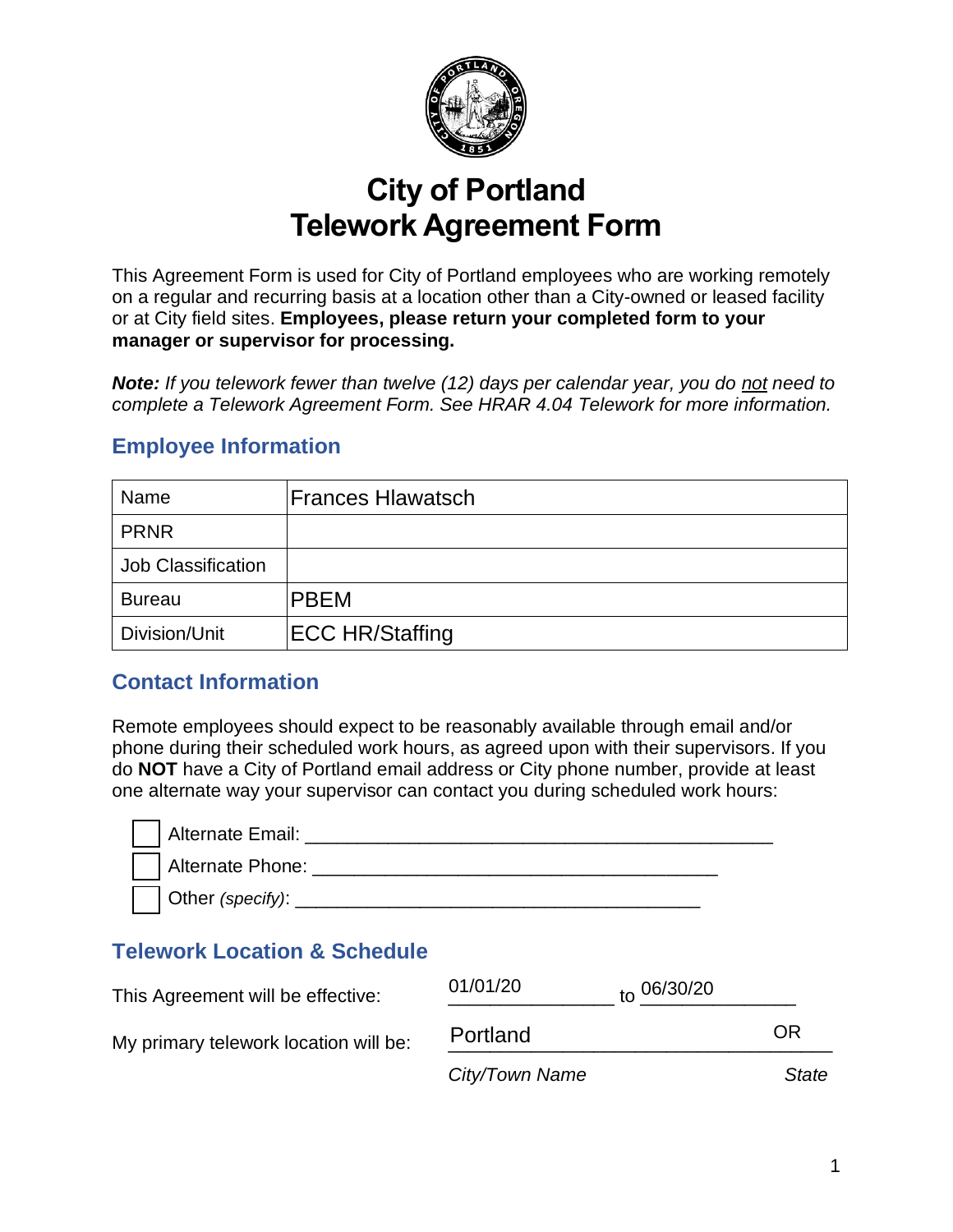# City of Portland
# Telework Agreement Form

This Agreement Form is used for City of Portland employees who are working remotely on a regular and recurring basis at a location other than a City-owned or leased facility or at City field sites. **Employees, please return your completed form to your manager or supervisor for processing.**

***Note:*** *If you telework fewer than twelve (12) days per calendar year, you do* *not* *need to complete a Telework Agreement Form. See HRAR 4.04 Telework for more information.*

## Employee Information

| Name | Frances Hlawatsch |
|---|---|
| PRNR | |
| Job Classification | |
| Bureau | PBEM |
| Division/Unit | ECC HR/Staffing |

## Contact Information

Remote employees should expect to be reasonably available through email and/or phone during their scheduled work hours, as agreed upon with their supervisors. If you do **NOT** have a City of Portland email address or City phone number, provide at least one alternate way your supervisor can contact you during scheduled work hours:

- [ ] Alternate Email: ____________________________________________
- [ ] Alternate Phone: ______________________________________
- [ ] Other *(specify)*: _____________________________________

## Telework Location & Schedule

This Agreement will be effective: 01/01/20 to 06/30/20

My primary telework location will be: Portland OR

*City/Town Name* *State*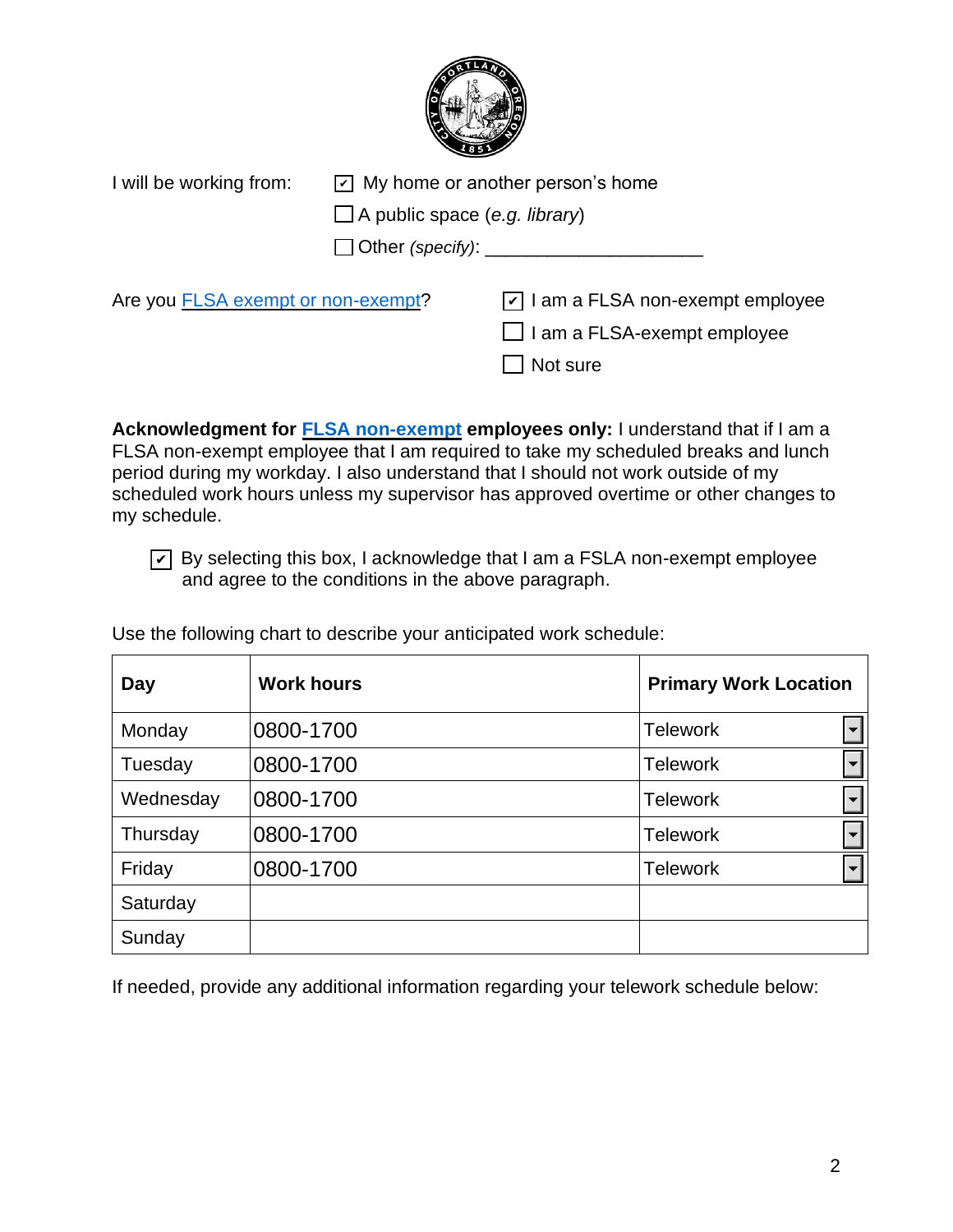I will be working from:

- [x] My home or another person's home
- [ ] A public space (*e.g. library*)
- [ ] Other *(specify)*: ____________________

Are you FLSA exempt or non-exempt?

- [x] I am a FLSA non-exempt employee
- [ ] I am a FLSA-exempt employee
- [ ] Not sure

**Acknowledgment for FLSA non-exempt employees only:** I understand that if I am a FLSA non-exempt employee that I am required to take my scheduled breaks and lunch period during my workday. I also understand that I should not work outside of my scheduled work hours unless my supervisor has approved overtime or other changes to my schedule.

- [x] By selecting this box, I acknowledge that I am a FSLA non-exempt employee and agree to the conditions in the above paragraph.

Use the following chart to describe your anticipated work schedule:

| Day | Work hours | Primary Work Location |
| --- | --- | --- |
| Monday | 0800-1700 | Telework |
| Tuesday | 0800-1700 | Telework |
| Wednesday | 0800-1700 | Telework |
| Thursday | 0800-1700 | Telework |
| Friday | 0800-1700 | Telework |
| Saturday | | |
| Sunday | | |

If needed, provide any additional information regarding your telework schedule below: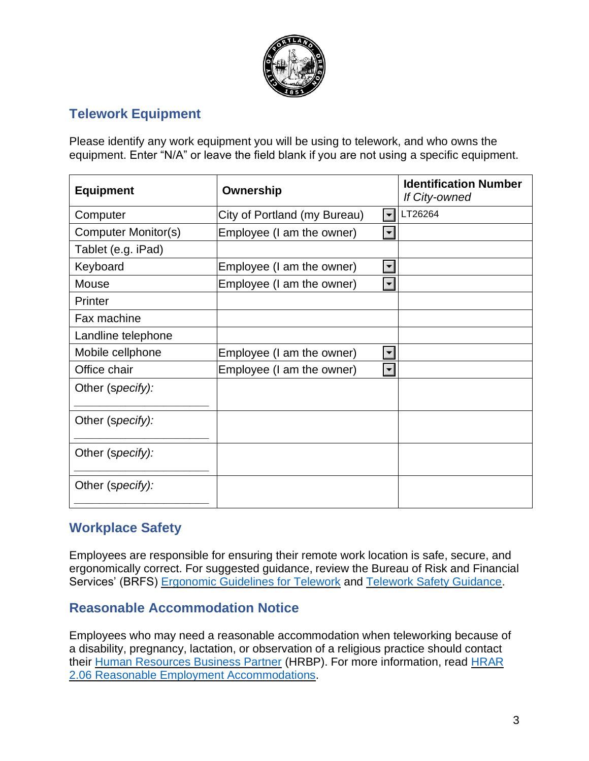## Telework Equipment

Please identify any work equipment you will be using to telework, and who owns the equipment. Enter "N/A" or leave the field blank if you are not using a specific equipment.

| Equipment | Ownership | Identification Number *If City-owned* |
|---|---|---|
| Computer | City of Portland (my Bureau) | LT26264 |
| Computer Monitor(s) | Employee (I am the owner) | |
| Tablet (e.g. iPad) | | |
| Keyboard | Employee (I am the owner) | |
| Mouse | Employee (I am the owner) | |
| Printer | | |
| Fax machine | | |
| Landline telephone | | |
| Mobile cellphone | Employee (I am the owner) | |
| Office chair | Employee (I am the owner) | |
| Other (*specify):* ____________________ | | |
| Other (*specify):* ____________________ | | |
| Other (*specify):* ____________________ | | |
| Other (*specify):* ____________________ | | |

## Workplace Safety

Employees are responsible for ensuring their remote work location is safe, secure, and ergonomically correct. For suggested guidance, review the Bureau of Risk and Financial Services' (BRFS) Ergonomic Guidelines for Telework and Telework Safety Guidance.

## Reasonable Accommodation Notice

Employees who may need a reasonable accommodation when teleworking because of a disability, pregnancy, lactation, or observation of a religious practice should contact their Human Resources Business Partner (HRBP). For more information, read HRAR 2.06 Reasonable Employment Accommodations.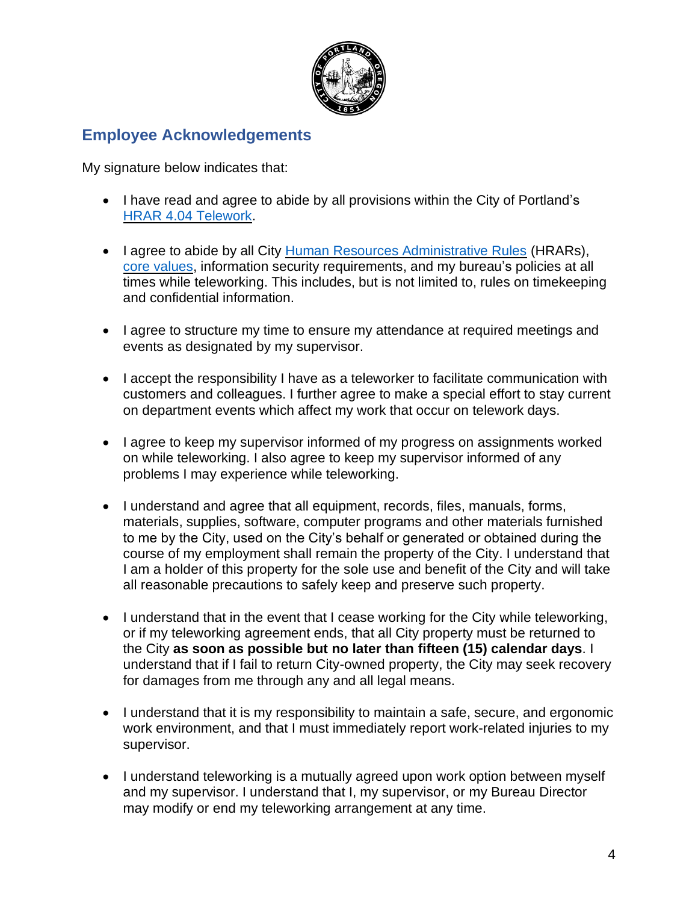## Employee Acknowledgements

My signature below indicates that:

- I have read and agree to abide by all provisions within the City of Portland's HRAR 4.04 Telework.
- I agree to abide by all City Human Resources Administrative Rules (HRARs), core values, information security requirements, and my bureau's policies at all times while teleworking. This includes, but is not limited to, rules on timekeeping and confidential information.
- I agree to structure my time to ensure my attendance at required meetings and events as designated by my supervisor.
- I accept the responsibility I have as a teleworker to facilitate communication with customers and colleagues. I further agree to make a special effort to stay current on department events which affect my work that occur on telework days.
- I agree to keep my supervisor informed of my progress on assignments worked on while teleworking. I also agree to keep my supervisor informed of any problems I may experience while teleworking.
- I understand and agree that all equipment, records, files, manuals, forms, materials, supplies, software, computer programs and other materials furnished to me by the City, used on the City's behalf or generated or obtained during the course of my employment shall remain the property of the City. I understand that I am a holder of this property for the sole use and benefit of the City and will take all reasonable precautions to safely keep and preserve such property.
- I understand that in the event that I cease working for the City while teleworking, or if my teleworking agreement ends, that all City property must be returned to the City **as soon as possible but no later than fifteen (15) calendar days**. I understand that if I fail to return City-owned property, the City may seek recovery for damages from me through any and all legal means.
- I understand that it is my responsibility to maintain a safe, secure, and ergonomic work environment, and that I must immediately report work-related injuries to my supervisor.
- I understand teleworking is a mutually agreed upon work option between myself and my supervisor. I understand that I, my supervisor, or my Bureau Director may modify or end my teleworking arrangement at any time.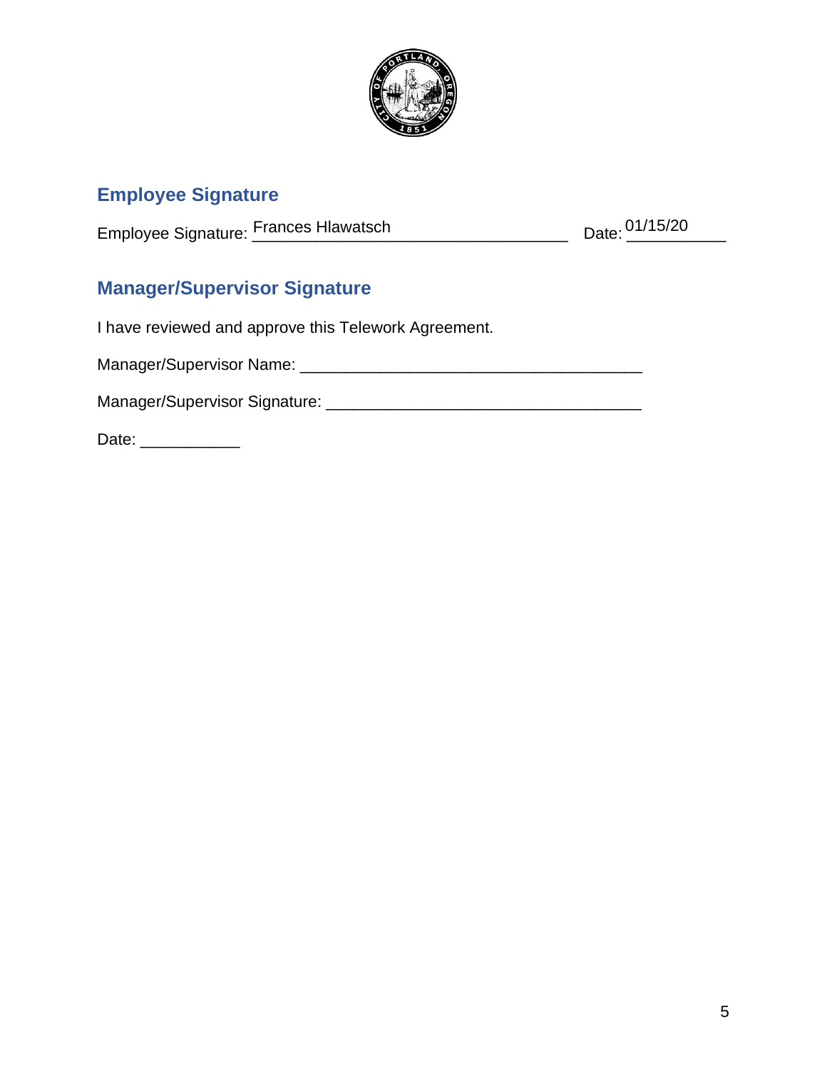## Employee Signature

Employee Signature: Frances Hlawatsch ______________________ Date: 01/15/20 ________

## Manager/Supervisor Signature

I have reviewed and approve this Telework Agreement.

Manager/Supervisor Name: ______________________________________

Manager/Supervisor Signature: ___________________________________

Date: ___________